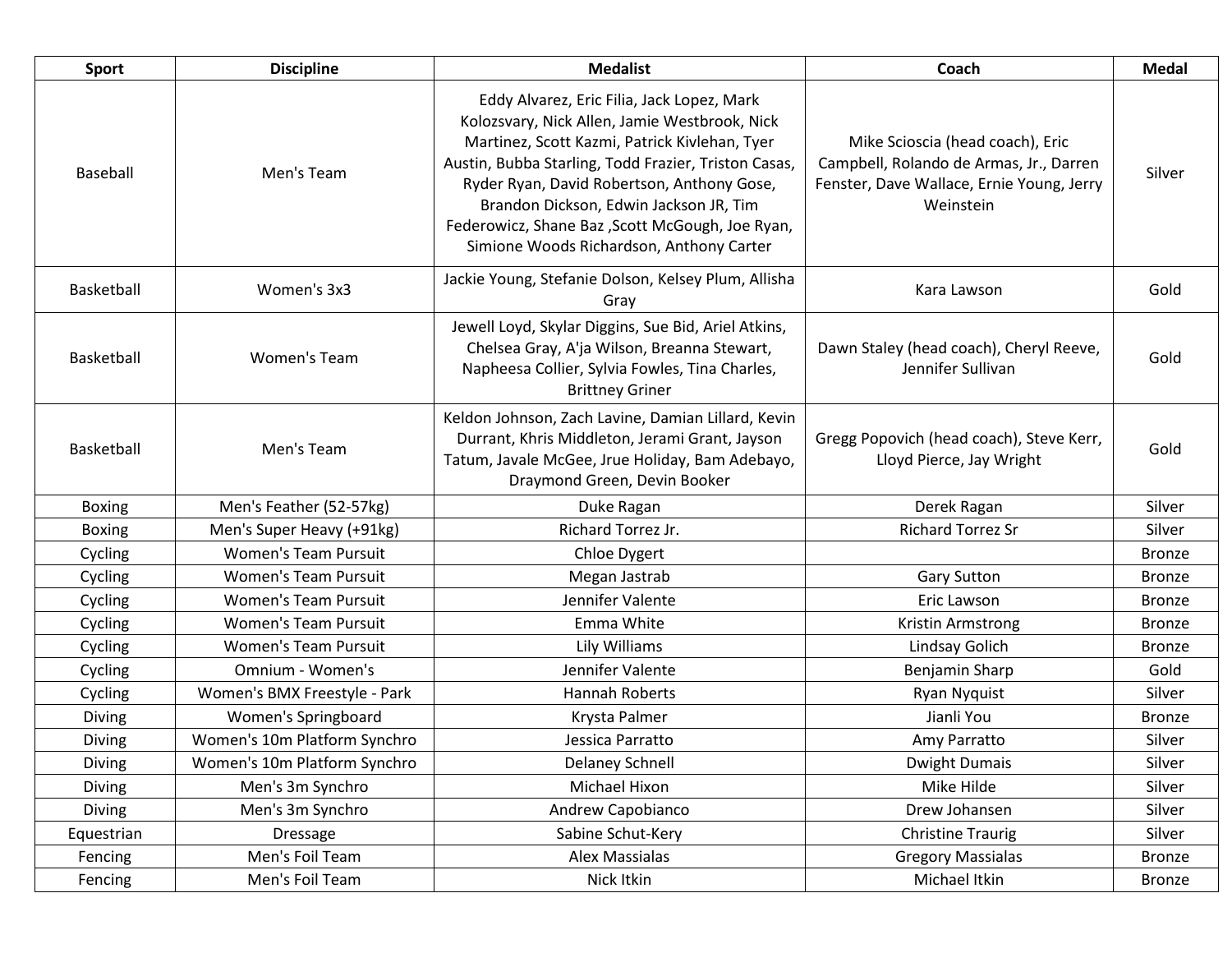| Sport | Discipline | Medalist | Coach | Medal |
|---|---|---|---|---|
| Baseball | Men's Team | Eddy Alvarez, Eric Filia, Jack Lopez, Mark Kolozsvary, Nick Allen, Jamie Westbrook, Nick Martinez, Scott Kazmi, Patrick Kivlehan, Tyer Austin, Bubba Starling, Todd Frazier, Triston Casas, Ryder Ryan, David Robertson, Anthony Gose, Brandon Dickson, Edwin Jackson JR, Tim Federowicz, Shane Baz ,Scott McGough, Joe Ryan, Simione Woods Richardson, Anthony Carter | Mike Scioscia (head coach), Eric Campbell, Rolando de Armas, Jr., Darren Fenster, Dave Wallace, Ernie Young, Jerry Weinstein | Silver |
| Basketball | Women's 3x3 | Jackie Young, Stefanie Dolson, Kelsey Plum, Allisha Gray | Kara Lawson | Gold |
| Basketball | Women's Team | Jewell Loyd, Skylar Diggins, Sue Bid, Ariel Atkins, Chelsea Gray, A'ja Wilson, Breanna Stewart, Napheesa Collier, Sylvia Fowles, Tina Charles, Brittney Griner | Dawn Staley (head coach), Cheryl Reeve, Jennifer Sullivan | Gold |
| Basketball | Men's Team | Keldon Johnson, Zach Lavine, Damian Lillard, Kevin Durrant, Khris Middleton, Jerami Grant, Jayson Tatum, Javale McGee, Jrue Holiday, Bam Adebayo, Draymond Green, Devin Booker | Gregg Popovich (head coach), Steve Kerr, Lloyd Pierce, Jay Wright | Gold |
| Boxing | Men's Feather (52-57kg) | Duke Ragan | Derek Ragan | Silver |
| Boxing | Men's Super Heavy (+91kg) | Richard Torrez Jr. | Richard Torrez Sr | Silver |
| Cycling | Women's Team Pursuit | Chloe Dygert | | Bronze |
| Cycling | Women's Team Pursuit | Megan Jastrab | Gary Sutton | Bronze |
| Cycling | Women's Team Pursuit | Jennifer Valente | Eric Lawson | Bronze |
| Cycling | Women's Team Pursuit | Emma White | Kristin Armstrong | Bronze |
| Cycling | Women's Team Pursuit | Lily Williams | Lindsay Golich | Bronze |
| Cycling | Omnium - Women's | Jennifer Valente | Benjamin Sharp | Gold |
| Cycling | Women's BMX Freestyle - Park | Hannah Roberts | Ryan Nyquist | Silver |
| Diving | Women's Springboard | Krysta Palmer | Jianli You | Bronze |
| Diving | Women's 10m Platform Synchro | Jessica Parratto | Amy Parratto | Silver |
| Diving | Women's 10m Platform Synchro | Delaney Schnell | Dwight Dumais | Silver |
| Diving | Men's 3m Synchro | Michael Hixon | Mike Hilde | Silver |
| Diving | Men's 3m Synchro | Andrew Capobianco | Drew Johansen | Silver |
| Equestrian | Dressage | Sabine Schut-Kery | Christine Traurig | Silver |
| Fencing | Men's Foil Team | Alex Massialas | Gregory Massialas | Bronze |
| Fencing | Men's Foil Team | Nick Itkin | Michael Itkin | Bronze |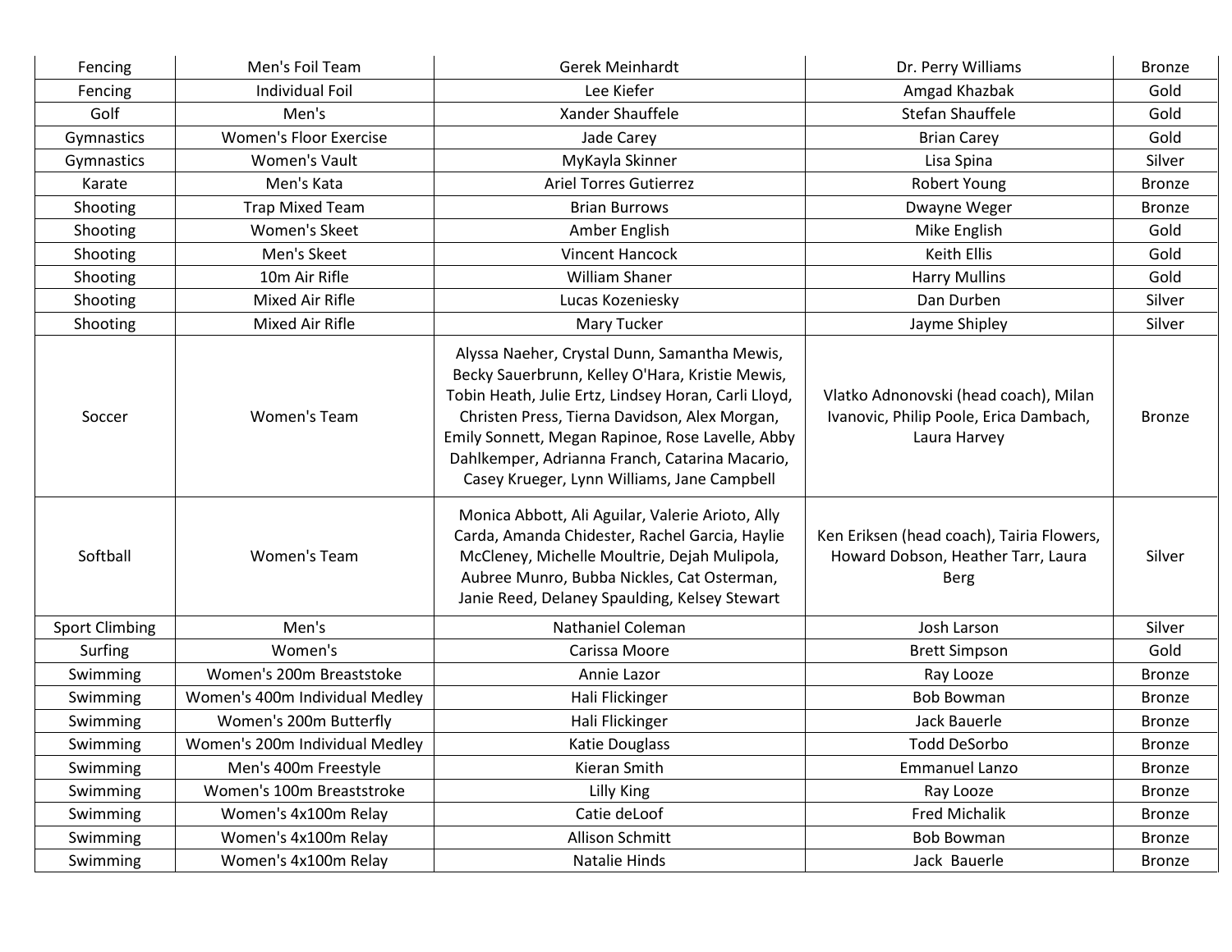| | | | | |
|---|---|---|---|---|
| Fencing | Men's Foil Team | Gerek Meinhardt | Dr. Perry Williams | Bronze |
| Fencing | Individual Foil | Lee Kiefer | Amgad Khazbak | Gold |
| Golf | Men's | Xander Shauffele | Stefan Shauffele | Gold |
| Gymnastics | Women's Floor Exercise | Jade Carey | Brian Carey | Gold |
| Gymnastics | Women's Vault | MyKayla Skinner | Lisa Spina | Silver |
| Karate | Men's Kata | Ariel Torres Gutierrez | Robert Young | Bronze |
| Shooting | Trap Mixed Team | Brian Burrows | Dwayne Weger | Bronze |
| Shooting | Women's Skeet | Amber English | Mike English | Gold |
| Shooting | Men's Skeet | Vincent Hancock | Keith Ellis | Gold |
| Shooting | 10m Air Rifle | William Shaner | Harry Mullins | Gold |
| Shooting | Mixed Air Rifle | Lucas Kozeniesky | Dan Durben | Silver |
| Shooting | Mixed Air Rifle | Mary Tucker | Jayme Shipley | Silver |
| Soccer | Women's Team | Alyssa Naeher, Crystal Dunn, Samantha Mewis, Becky Sauerbrunn, Kelley O'Hara, Kristie Mewis, Tobin Heath, Julie Ertz, Lindsey Horan, Carli Lloyd, Christen Press, Tierna Davidson, Alex Morgan, Emily Sonnett, Megan Rapinoe, Rose Lavelle, Abby Dahlkemper, Adrianna Franch, Catarina Macario, Casey Krueger, Lynn Williams, Jane Campbell | Vlatko Adnonovski (head coach), Milan Ivanovic, Philip Poole, Erica Dambach, Laura Harvey | Bronze |
| Softball | Women's Team | Monica Abbott, Ali Aguilar, Valerie Arioto, Ally Carda, Amanda Chidester, Rachel Garcia, Haylie McCleney, Michelle Moultrie, Dejah Mulipola, Aubree Munro, Bubba Nickles, Cat Osterman, Janie Reed, Delaney Spaulding, Kelsey Stewart | Ken Eriksen (head coach), Tairia Flowers, Howard Dobson, Heather Tarr, Laura Berg | Silver |
| Sport Climbing | Men's | Nathaniel Coleman | Josh Larson | Silver |
| Surfing | Women's | Carissa Moore | Brett Simpson | Gold |
| Swimming | Women's 200m Breaststoke | Annie Lazor | Ray Looze | Bronze |
| Swimming | Women's 400m Individual Medley | Hali Flickinger | Bob Bowman | Bronze |
| Swimming | Women's 200m Butterfly | Hali Flickinger | Jack Bauerle | Bronze |
| Swimming | Women's 200m Individual Medley | Katie Douglass | Todd DeSorbo | Bronze |
| Swimming | Men's 400m Freestyle | Kieran Smith | Emmanuel Lanzo | Bronze |
| Swimming | Women's 100m Breaststroke | Lilly King | Ray Looze | Bronze |
| Swimming | Women's 4x100m Relay | Catie deLoof | Fred Michalik | Bronze |
| Swimming | Women's 4x100m Relay | Allison Schmitt | Bob Bowman | Bronze |
| Swimming | Women's 4x100m Relay | Natalie Hinds | Jack Bauerle | Bronze |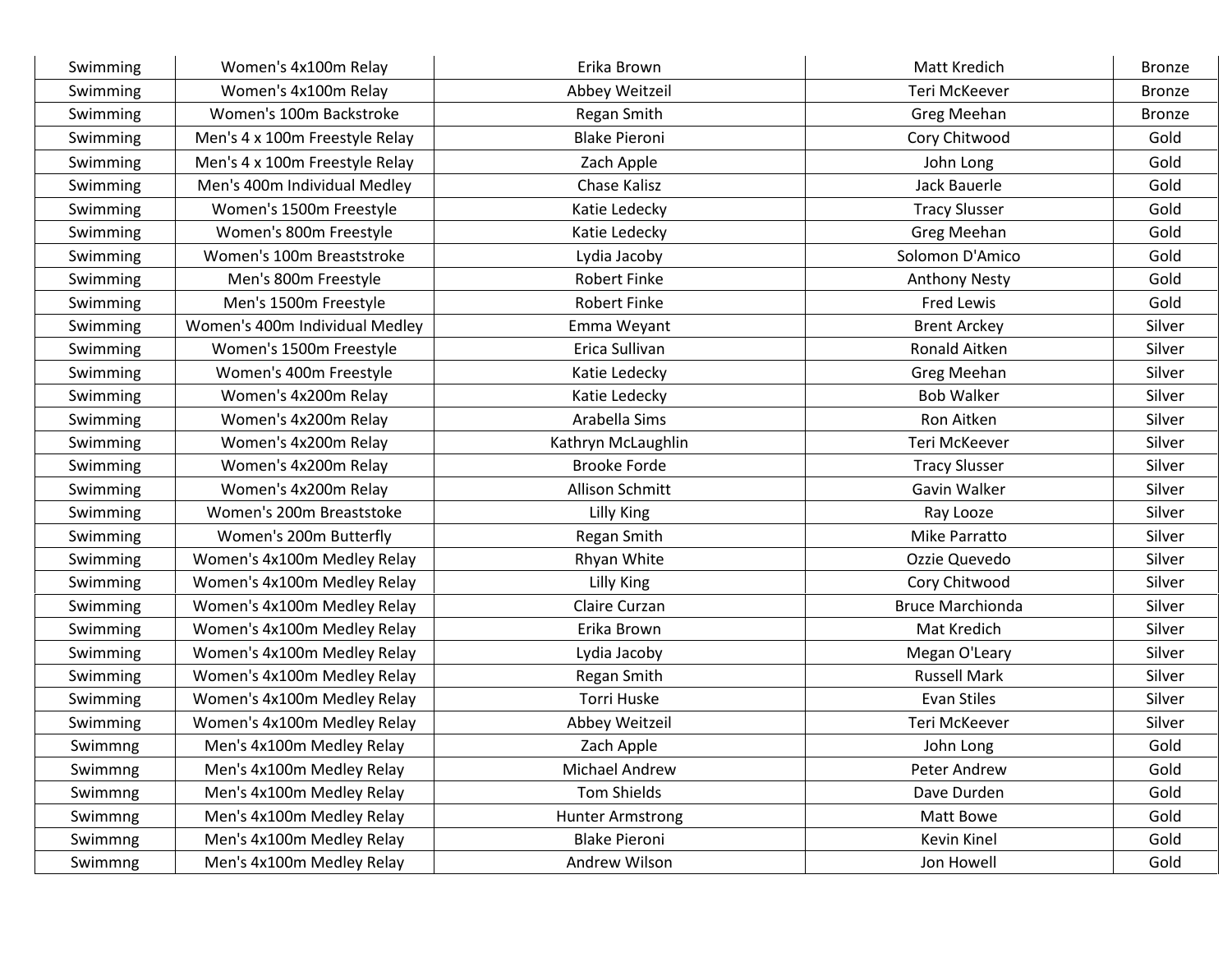| | | | | |
|---|---|---|---|---|
| Swimming | Women's 4x100m Relay | Erika Brown | Matt Kredich | Bronze |
| Swimming | Women's 4x100m Relay | Abbey Weitzeil | Teri McKeever | Bronze |
| Swimming | Women's 100m Backstroke | Regan Smith | Greg Meehan | Bronze |
| Swimming | Men's 4 x 100m Freestyle Relay | Blake Pieroni | Cory Chitwood | Gold |
| Swimming | Men's 4 x 100m Freestyle Relay | Zach Apple | John Long | Gold |
| Swimming | Men's 400m Individual Medley | Chase Kalisz | Jack Bauerle | Gold |
| Swimming | Women's 1500m Freestyle | Katie Ledecky | Tracy Slusser | Gold |
| Swimming | Women's 800m Freestyle | Katie Ledecky | Greg Meehan | Gold |
| Swimming | Women's 100m Breaststroke | Lydia Jacoby | Solomon D'Amico | Gold |
| Swimming | Men's 800m Freestyle | Robert Finke | Anthony Nesty | Gold |
| Swimming | Men's 1500m Freestyle | Robert Finke | Fred Lewis | Gold |
| Swimming | Women's 400m Individual Medley | Emma Weyant | Brent Arckey | Silver |
| Swimming | Women's 1500m Freestyle | Erica Sullivan | Ronald Aitken | Silver |
| Swimming | Women's 400m Freestyle | Katie Ledecky | Greg Meehan | Silver |
| Swimming | Women's 4x200m Relay | Katie Ledecky | Bob Walker | Silver |
| Swimming | Women's 4x200m Relay | Arabella Sims | Ron Aitken | Silver |
| Swimming | Women's 4x200m Relay | Kathryn McLaughlin | Teri McKeever | Silver |
| Swimming | Women's 4x200m Relay | Brooke Forde | Tracy Slusser | Silver |
| Swimming | Women's 4x200m Relay | Allison Schmitt | Gavin Walker | Silver |
| Swimming | Women's 200m Breaststoke | Lilly King | Ray Looze | Silver |
| Swimming | Women's 200m Butterfly | Regan Smith | Mike Parratto | Silver |
| Swimming | Women's 4x100m Medley Relay | Rhyan White | Ozzie Quevedo | Silver |
| Swimming | Women's 4x100m Medley Relay | Lilly King | Cory Chitwood | Silver |
| Swimming | Women's 4x100m Medley Relay | Claire Curzan | Bruce Marchionda | Silver |
| Swimming | Women's 4x100m Medley Relay | Erika Brown | Mat Kredich | Silver |
| Swimming | Women's 4x100m Medley Relay | Lydia Jacoby | Megan O'Leary | Silver |
| Swimming | Women's 4x100m Medley Relay | Regan Smith | Russell Mark | Silver |
| Swimming | Women's 4x100m Medley Relay | Torri Huske | Evan Stiles | Silver |
| Swimming | Women's 4x100m Medley Relay | Abbey Weitzeil | Teri McKeever | Silver |
| Swimmng | Men's 4x100m Medley Relay | Zach Apple | John Long | Gold |
| Swimmng | Men's 4x100m Medley Relay | Michael Andrew | Peter Andrew | Gold |
| Swimmng | Men's 4x100m Medley Relay | Tom Shields | Dave Durden | Gold |
| Swimmng | Men's 4x100m Medley Relay | Hunter Armstrong | Matt Bowe | Gold |
| Swimmng | Men's 4x100m Medley Relay | Blake Pieroni | Kevin Kinel | Gold |
| Swimmng | Men's 4x100m Medley Relay | Andrew Wilson | Jon Howell | Gold |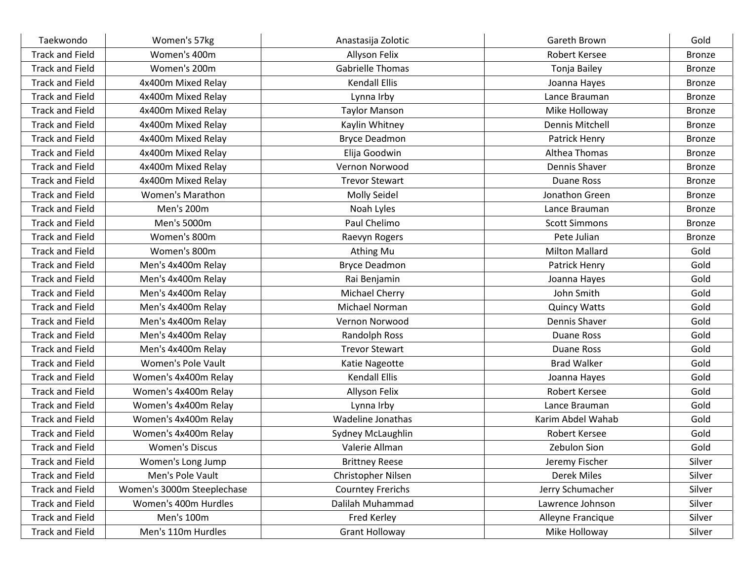| Taekwondo | Women's 57kg | Anastasija Zolotic | Gareth Brown | Gold |
|---|---|---|---|---|
| Track and Field | Women's 400m | Allyson Felix | Robert Kersee | Bronze |
| Track and Field | Women's 200m | Gabrielle Thomas | Tonja Bailey | Bronze |
| Track and Field | 4x400m Mixed Relay | Kendall Ellis | Joanna Hayes | Bronze |
| Track and Field | 4x400m Mixed Relay | Lynna Irby | Lance Brauman | Bronze |
| Track and Field | 4x400m Mixed Relay | Taylor Manson | Mike Holloway | Bronze |
| Track and Field | 4x400m Mixed Relay | Kaylin Whitney | Dennis Mitchell | Bronze |
| Track and Field | 4x400m Mixed Relay | Bryce Deadmon | Patrick Henry | Bronze |
| Track and Field | 4x400m Mixed Relay | Elija Goodwin | Althea Thomas | Bronze |
| Track and Field | 4x400m Mixed Relay | Vernon Norwood | Dennis Shaver | Bronze |
| Track and Field | 4x400m Mixed Relay | Trevor Stewart | Duane Ross | Bronze |
| Track and Field | Women's Marathon | Molly Seidel | Jonathon Green | Bronze |
| Track and Field | Men's 200m | Noah Lyles | Lance Brauman | Bronze |
| Track and Field | Men's 5000m | Paul Chelimo | Scott Simmons | Bronze |
| Track and Field | Women's 800m | Raevyn Rogers | Pete Julian | Bronze |
| Track and Field | Women's 800m | Athing Mu | Milton Mallard | Gold |
| Track and Field | Men's 4x400m Relay | Bryce Deadmon | Patrick Henry | Gold |
| Track and Field | Men's 4x400m Relay | Rai Benjamin | Joanna Hayes | Gold |
| Track and Field | Men's 4x400m Relay | Michael Cherry | John Smith | Gold |
| Track and Field | Men's 4x400m Relay | Michael Norman | Quincy Watts | Gold |
| Track and Field | Men's 4x400m Relay | Vernon Norwood | Dennis Shaver | Gold |
| Track and Field | Men's 4x400m Relay | Randolph Ross | Duane Ross | Gold |
| Track and Field | Men's 4x400m Relay | Trevor Stewart | Duane Ross | Gold |
| Track and Field | Women's Pole Vault | Katie Nageotte | Brad Walker | Gold |
| Track and Field | Women's 4x400m Relay | Kendall Ellis | Joanna Hayes | Gold |
| Track and Field | Women's 4x400m Relay | Allyson Felix | Robert Kersee | Gold |
| Track and Field | Women's 4x400m Relay | Lynna Irby | Lance Brauman | Gold |
| Track and Field | Women's 4x400m Relay | Wadeline Jonathas | Karim Abdel Wahab | Gold |
| Track and Field | Women's 4x400m Relay | Sydney McLaughlin | Robert Kersee | Gold |
| Track and Field | Women's Discus | Valerie Allman | Zebulon Sion | Gold |
| Track and Field | Women's Long Jump | Brittney Reese | Jeremy Fischer | Silver |
| Track and Field | Men's Pole Vault | Christopher Nilsen | Derek Miles | Silver |
| Track and Field | Women's 3000m Steeplechase | Courtney Frerichs | Jerry Schumacher | Silver |
| Track and Field | Women's 400m Hurdles | Dalilah Muhammad | Lawrence Johnson | Silver |
| Track and Field | Men's 100m | Fred Kerley | Alleyne Francique | Silver |
| Track and Field | Men's 110m Hurdles | Grant Holloway | Mike Holloway | Silver |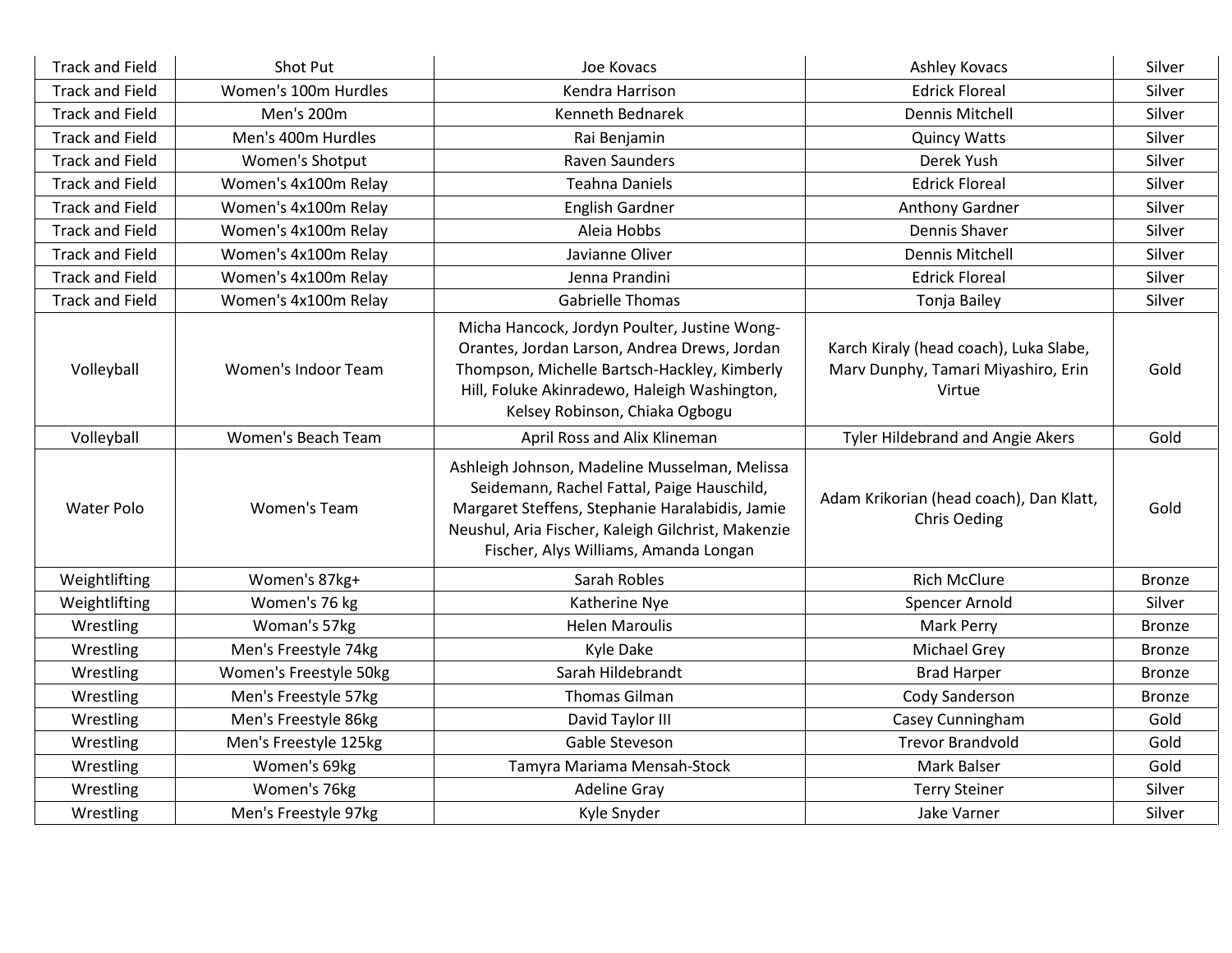| | | | | |
|---|---|---|---|---|
| Track and Field | Shot Put | Joe Kovacs | Ashley Kovacs | Silver |
| Track and Field | Women's 100m Hurdles | Kendra Harrison | Edrick Floreal | Silver |
| Track and Field | Men's 200m | Kenneth Bednarek | Dennis Mitchell | Silver |
| Track and Field | Men's 400m Hurdles | Rai Benjamin | Quincy Watts | Silver |
| Track and Field | Women's Shotput | Raven Saunders | Derek Yush | Silver |
| Track and Field | Women's 4x100m Relay | Teahna Daniels | Edrick Floreal | Silver |
| Track and Field | Women's 4x100m Relay | English Gardner | Anthony Gardner | Silver |
| Track and Field | Women's 4x100m Relay | Aleia Hobbs | Dennis Shaver | Silver |
| Track and Field | Women's 4x100m Relay | Javianne Oliver | Dennis Mitchell | Silver |
| Track and Field | Women's 4x100m Relay | Jenna Prandini | Edrick Floreal | Silver |
| Track and Field | Women's 4x100m Relay | Gabrielle Thomas | Tonja Bailey | Silver |
| Volleyball | Women's Indoor Team | Micha Hancock, Jordyn Poulter, Justine Wong-Orantes, Jordan Larson, Andrea Drews, Jordan Thompson, Michelle Bartsch-Hackley, Kimberly Hill, Foluke Akinradewo, Haleigh Washington, Kelsey Robinson, Chiaka Ogbogu | Karch Kiraly (head coach), Luka Slabe, Marv Dunphy, Tamari Miyashiro, Erin Virtue | Gold |
| Volleyball | Women's Beach Team | April Ross and Alix Klineman | Tyler Hildebrand and Angie Akers | Gold |
| Water Polo | Women's Team | Ashleigh Johnson, Madeline Musselman, Melissa Seidemann, Rachel Fattal, Paige Hauschild, Margaret Steffens, Stephanie Haralabidis, Jamie Neushul, Aria Fischer, Kaleigh Gilchrist, Makenzie Fischer, Alys Williams, Amanda Longan | Adam Krikorian (head coach), Dan Klatt, Chris Oeding | Gold |
| Weightlifting | Women's 87kg+ | Sarah Robles | Rich McClure | Bronze |
| Weightlifting | Women's 76 kg | Katherine Nye | Spencer Arnold | Silver |
| Wrestling | Woman's 57kg | Helen Maroulis | Mark Perry | Bronze |
| Wrestling | Men's Freestyle 74kg | Kyle Dake | Michael Grey | Bronze |
| Wrestling | Women's Freestyle 50kg | Sarah Hildebrandt | Brad Harper | Bronze |
| Wrestling | Men's Freestyle 57kg | Thomas Gilman | Cody Sanderson | Bronze |
| Wrestling | Men's Freestyle 86kg | David Taylor III | Casey Cunningham | Gold |
| Wrestling | Men's Freestyle 125kg | Gable Steveson | Trevor Brandvold | Gold |
| Wrestling | Women's 69kg | Tamyra Mariama Mensah-Stock | Mark Balser | Gold |
| Wrestling | Women's 76kg | Adeline Gray | Terry Steiner | Silver |
| Wrestling | Men's Freestyle 97kg | Kyle Snyder | Jake Varner | Silver |